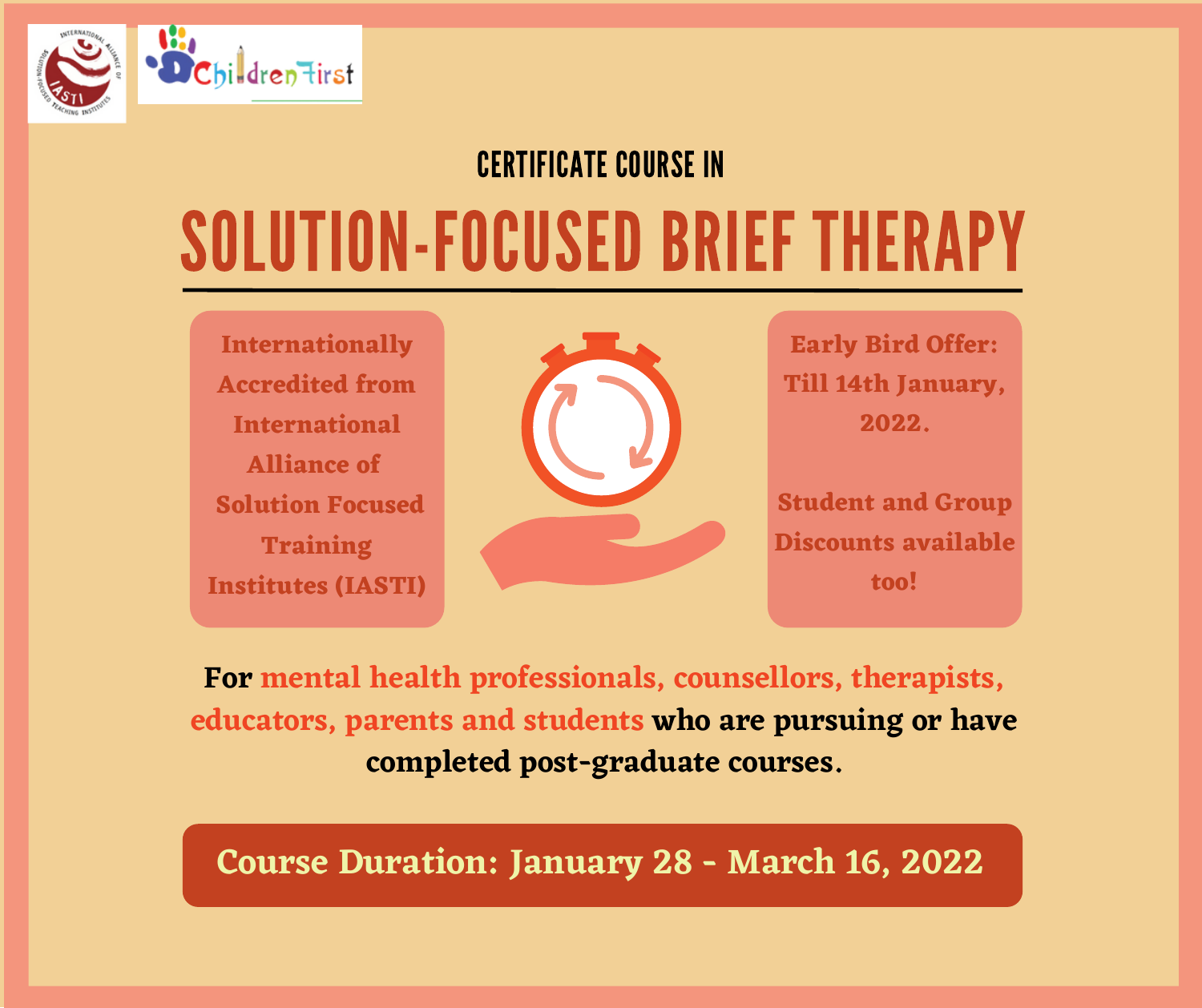CERTIFICATE COURSE IN

# SOLUTION-FOCUSED BRIEF THERAPY

**Internationally Accredited from International Alliance of Solution Focused Training Institutes (IASTI)**

**Early Bird Offer: Till 14th January, 2022.**

**Student and Group Discounts available too!**

**For mental health professionals, counsellors, therapists, educators, parents and students who are pursuing or have completed post-graduate courses.**

**Course Duration: January 28 - March 16, 2022**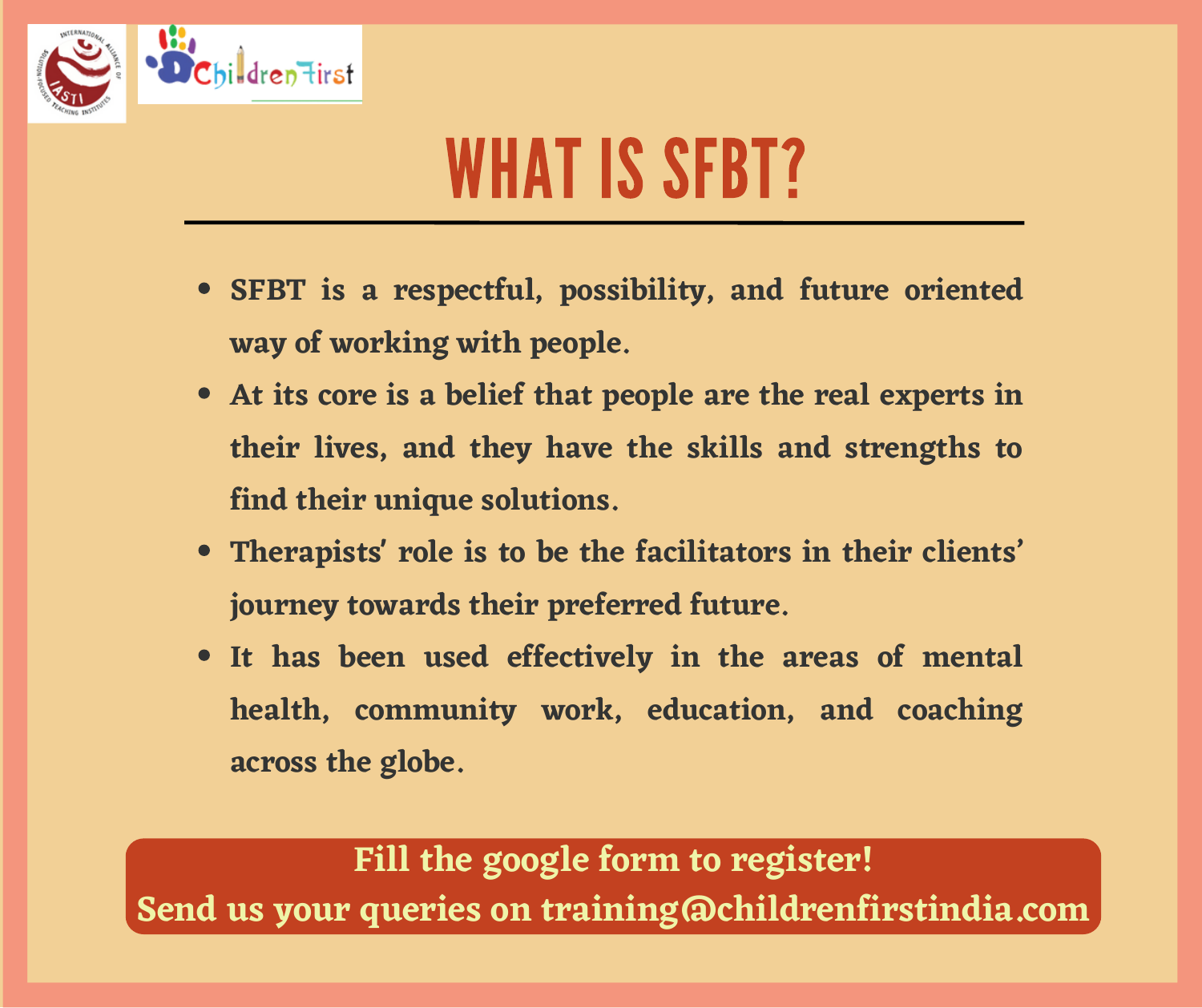# WHAT IS SFBT?

- SFBT is a respectful, possibility, and future oriented way of working with people.
- At its core is a belief that people are the real experts in their lives, and they have the skills and strengths to find their unique solutions.
- Therapists' role is to be the facilitators in their clients' journey towards their preferred future.
- It has been used effectively in the areas of mental health, community work, education, and coaching across the globe.

**Fill the google form to register!**
**Send us your queries on training@childrenfirstindia.com**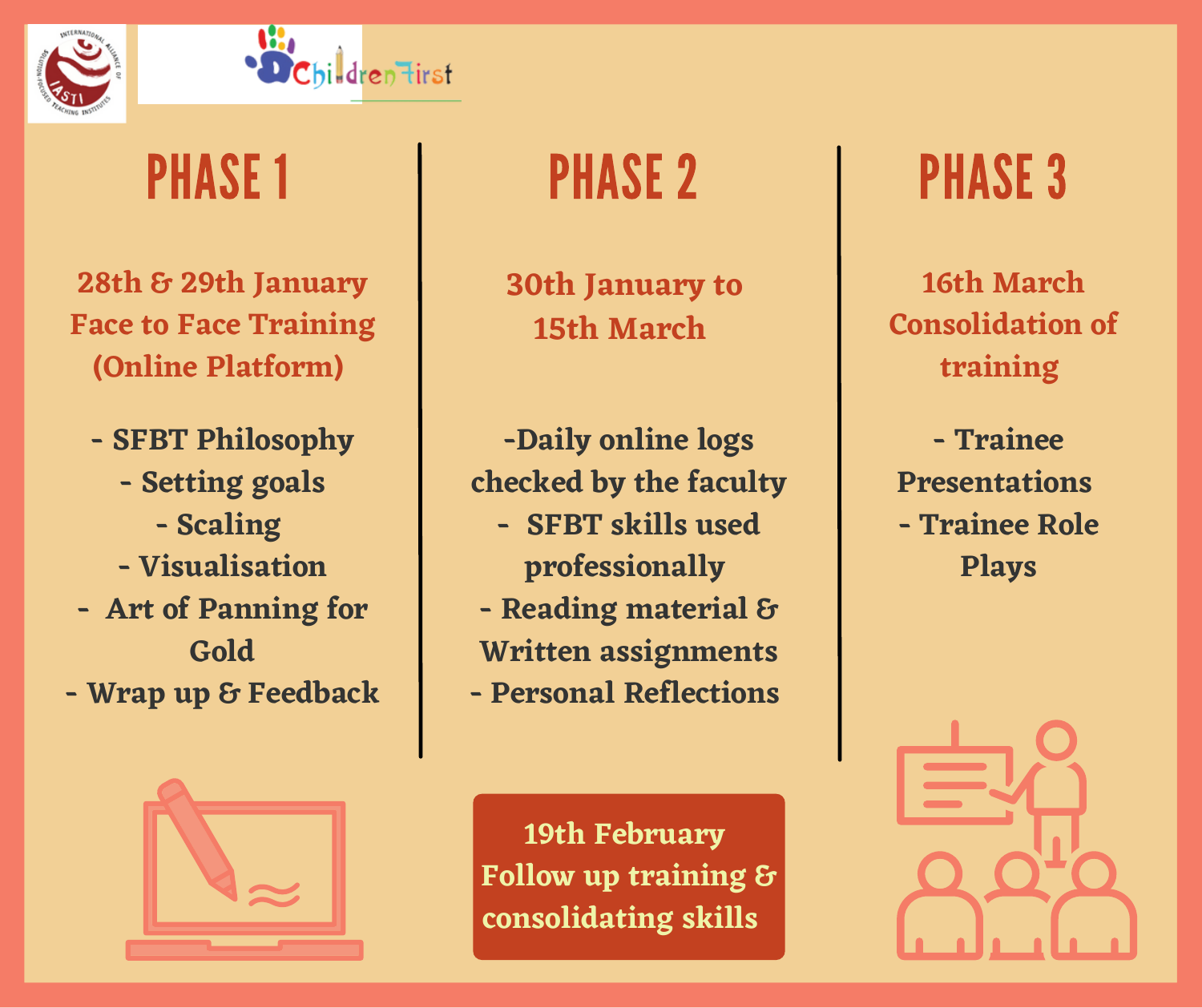# PHASE 1

**28th & 29th January**
**Face to Face Training (Online Platform)**

- SFBT Philosophy
- Setting goals
- Scaling
- Visualisation
- Art of Panning for Gold
- Wrap up & Feedback

# PHASE 2

**30th January to 15th March**

- Daily online logs checked by the faculty
- SFBT skills used professionally
- Reading material & Written assignments
- Personal Reflections

**19th February**
**Follow up training & consolidating skills**

# PHASE 3

**16th March**
**Consolidation of training**

- Trainee Presentations
- Trainee Role Plays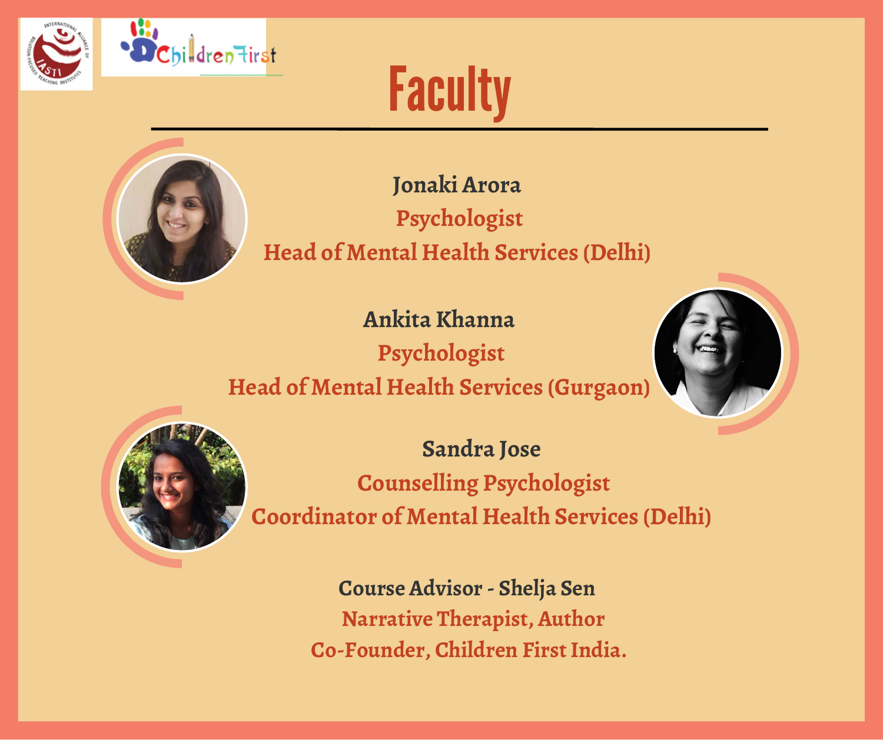# Faculty

**Jonaki Arora**
Psychologist
Head of Mental Health Services (Delhi)

**Ankita Khanna**
Psychologist
Head of Mental Health Services (Gurgaon)

**Sandra Jose**
Counselling Psychologist
Coordinator of Mental Health Services (Delhi)

**Course Advisor - Shelja Sen**
Narrative Therapist, Author
Co-Founder, Children First India.